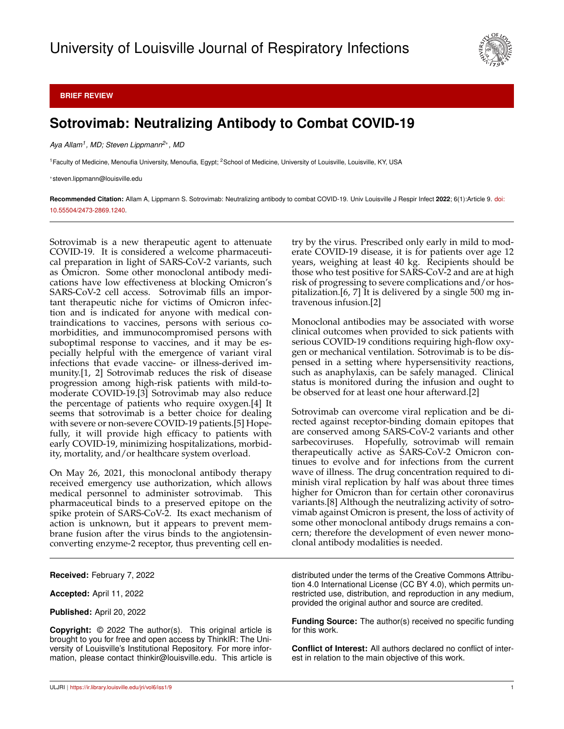BRIEF REVIEW

# Sotrovimab: Neutralizing Antibody to Combat COVID-19

*Aya Allam[1], MD; Steven Lippmann[2*], MD*

[1]Faculty of Medicine, Menoufia University, Menoufia, Egypt; [2]School of Medicine, University of Louisville, Louisville, KY, USA

*steven.lippmann@louisville.edu

**Recommended Citation:** Allam A, Lippmann S. Sotrovimab: Neutralizing antibody to combat COVID-19. Univ Louisville J Respir Infect **2022**; 6(1):Article 9. doi: 10.55504/2473-2869.1240.

Sotrovimab is a new therapeutic agent to attenuate COVID-19. It is considered a welcome pharmaceutical preparation in light of SARS-CoV-2 variants, such as Omicron. Some other monoclonal antibody medications have low effectiveness at blocking Omicron's SARS-CoV-2 cell access. Sotrovimab fills an important therapeutic niche for victims of Omicron infection and is indicated for anyone with medical contraindications to vaccines, persons with serious comorbidities, and immunocompromised persons with suboptimal response to vaccines, and it may be especially helpful with the emergence of variant viral infections that evade vaccine- or illness-derived immunity.[1, 2] Sotrovimab reduces the risk of disease progression among high-risk patients with mild-to-moderate COVID-19.[3] Sotrovimab may also reduce the percentage of patients who require oxygen.[4] It seems that sotrovimab is a better choice for dealing with severe or non-severe COVID-19 patients.[5] Hopefully, it will provide high efficacy to patients with early COVID-19, minimizing hospitalizations, morbidity, mortality, and/or healthcare system overload.

On May 26, 2021, this monoclonal antibody therapy received emergency use authorization, which allows medical personnel to administer sotrovimab. This pharmaceutical binds to a preserved epitope on the spike protein of SARS-CoV-2. Its exact mechanism of action is unknown, but it appears to prevent membrane fusion after the virus binds to the angiotensin-converting enzyme-2 receptor, thus preventing cell entry by the virus. Prescribed only early in mild to moderate COVID-19 disease, it is for patients over age 12 years, weighing at least 40 kg. Recipients should be those who test positive for SARS-CoV-2 and are at high risk of progressing to severe complications and/or hospitalization.[6, 7] It is delivered by a single 500 mg intravenous infusion.[2]

Monoclonal antibodies may be associated with worse clinical outcomes when provided to sick patients with serious COVID-19 conditions requiring high-flow oxygen or mechanical ventilation. Sotrovimab is to be dispensed in a setting where hypersensitivity reactions, such as anaphylaxis, can be safely managed. Clinical status is monitored during the infusion and ought to be observed for at least one hour afterward.[2]

Sotrovimab can overcome viral replication and be directed against receptor-binding domain epitopes that are conserved among SARS-CoV-2 variants and other sarbecoviruses. Hopefully, sotrovimab will remain therapeutically active as SARS-CoV-2 Omicron continues to evolve and for infections from the current wave of illness. The drug concentration required to diminish viral replication by half was about three times higher for Omicron than for certain other coronavirus variants.[8] Although the neutralizing activity of sotrovimab against Omicron is present, the loss of activity of some other monoclonal antibody drugs remains a concern; therefore the development of even newer monoclonal antibody modalities is needed.

**Received:** February 7, 2022

**Accepted:** April 11, 2022

**Published:** April 20, 2022

**Copyright:** © 2022 The author(s). This original article is brought to you for free and open access by ThinkIR: The University of Louisville's Institutional Repository. For more information, please contact thinkir@louisville.edu. This article is distributed under the terms of the Creative Commons Attribution 4.0 International License (CC BY 4.0), which permits unrestricted use, distribution, and reproduction in any medium, provided the original author and source are credited.

**Funding Source:** The author(s) received no specific funding for this work.

**Conflict of Interest:** All authors declared no conflict of interest in relation to the main objective of this work.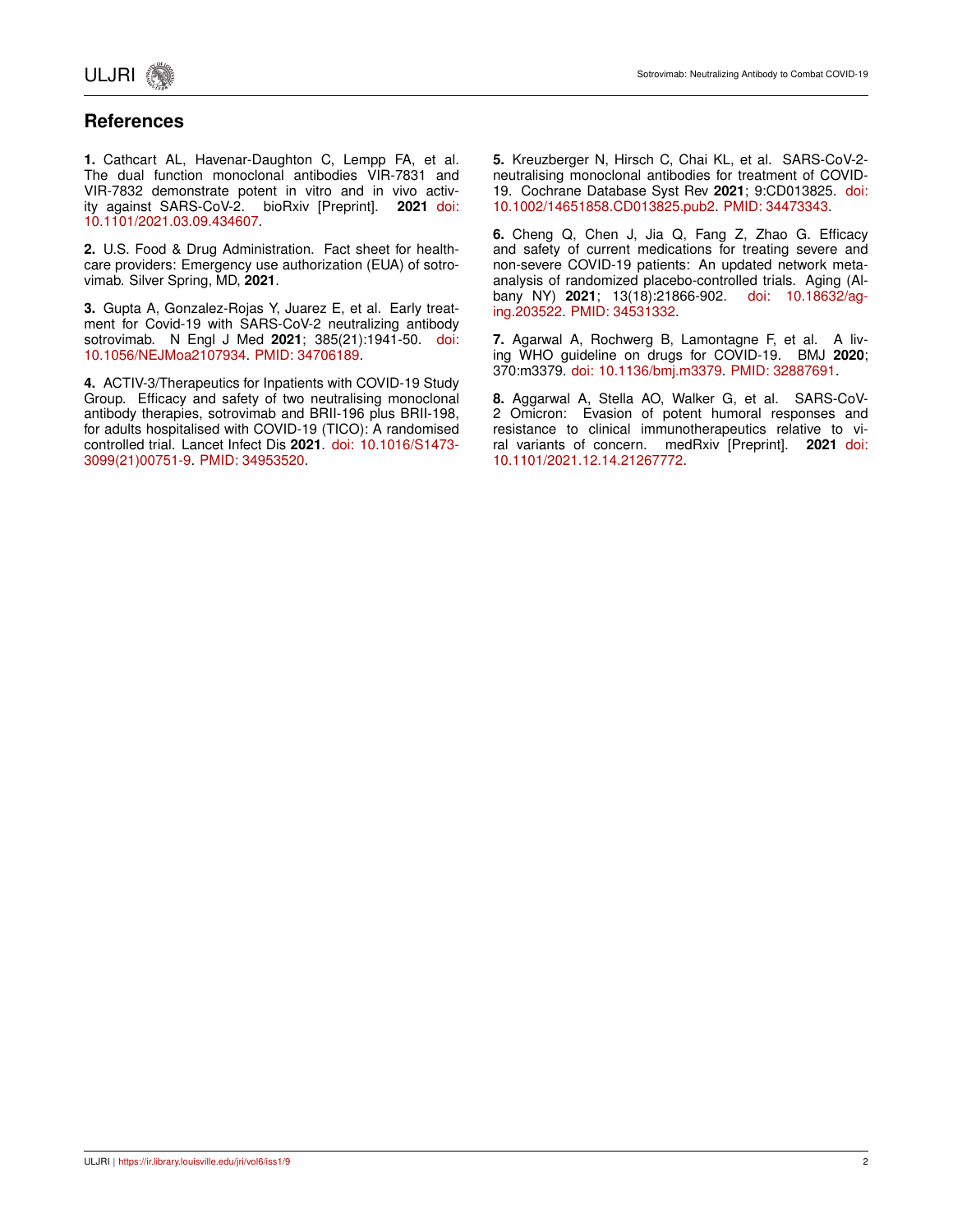## References

**1.** Cathcart AL, Havenar-Daughton C, Lempp FA, et al. The dual function monoclonal antibodies VIR-7831 and VIR-7832 demonstrate potent in vitro and in vivo activity against SARS-CoV-2. bioRxiv [Preprint]. **2021** doi: 10.1101/2021.03.09.434607.

**2.** U.S. Food & Drug Administration. Fact sheet for healthcare providers: Emergency use authorization (EUA) of sotrovimab. Silver Spring, MD, **2021**.

**3.** Gupta A, Gonzalez-Rojas Y, Juarez E, et al. Early treatment for Covid-19 with SARS-CoV-2 neutralizing antibody sotrovimab. N Engl J Med **2021**; 385(21):1941-50. doi: 10.1056/NEJMoa2107934. PMID: 34706189.

**4.** ACTIV-3/Therapeutics for Inpatients with COVID-19 Study Group. Efficacy and safety of two neutralising monoclonal antibody therapies, sotrovimab and BRII-196 plus BRII-198, for adults hospitalised with COVID-19 (TICO): A randomised controlled trial. Lancet Infect Dis **2021**. doi: 10.1016/S1473-3099(21)00751-9. PMID: 34953520.

**5.** Kreuzberger N, Hirsch C, Chai KL, et al. SARS-CoV-2-neutralising monoclonal antibodies for treatment of COVID-19. Cochrane Database Syst Rev **2021**; 9:CD013825. doi: 10.1002/14651858.CD013825.pub2. PMID: 34473343.

**6.** Cheng Q, Chen J, Jia Q, Fang Z, Zhao G. Efficacy and safety of current medications for treating severe and non-severe COVID-19 patients: An updated network meta-analysis of randomized placebo-controlled trials. Aging (Albany NY) **2021**; 13(18):21866-902. doi: 10.18632/aging.203522. PMID: 34531332.

**7.** Agarwal A, Rochwerg B, Lamontagne F, et al. A living WHO guideline on drugs for COVID-19. BMJ **2020**; 370:m3379. doi: 10.1136/bmj.m3379. PMID: 32887691.

**8.** Aggarwal A, Stella AO, Walker G, et al. SARS-CoV-2 Omicron: Evasion of potent humoral responses and resistance to clinical immunotherapeutics relative to viral variants of concern. medRxiv [Preprint]. **2021** doi: 10.1101/2021.12.14.21267772.